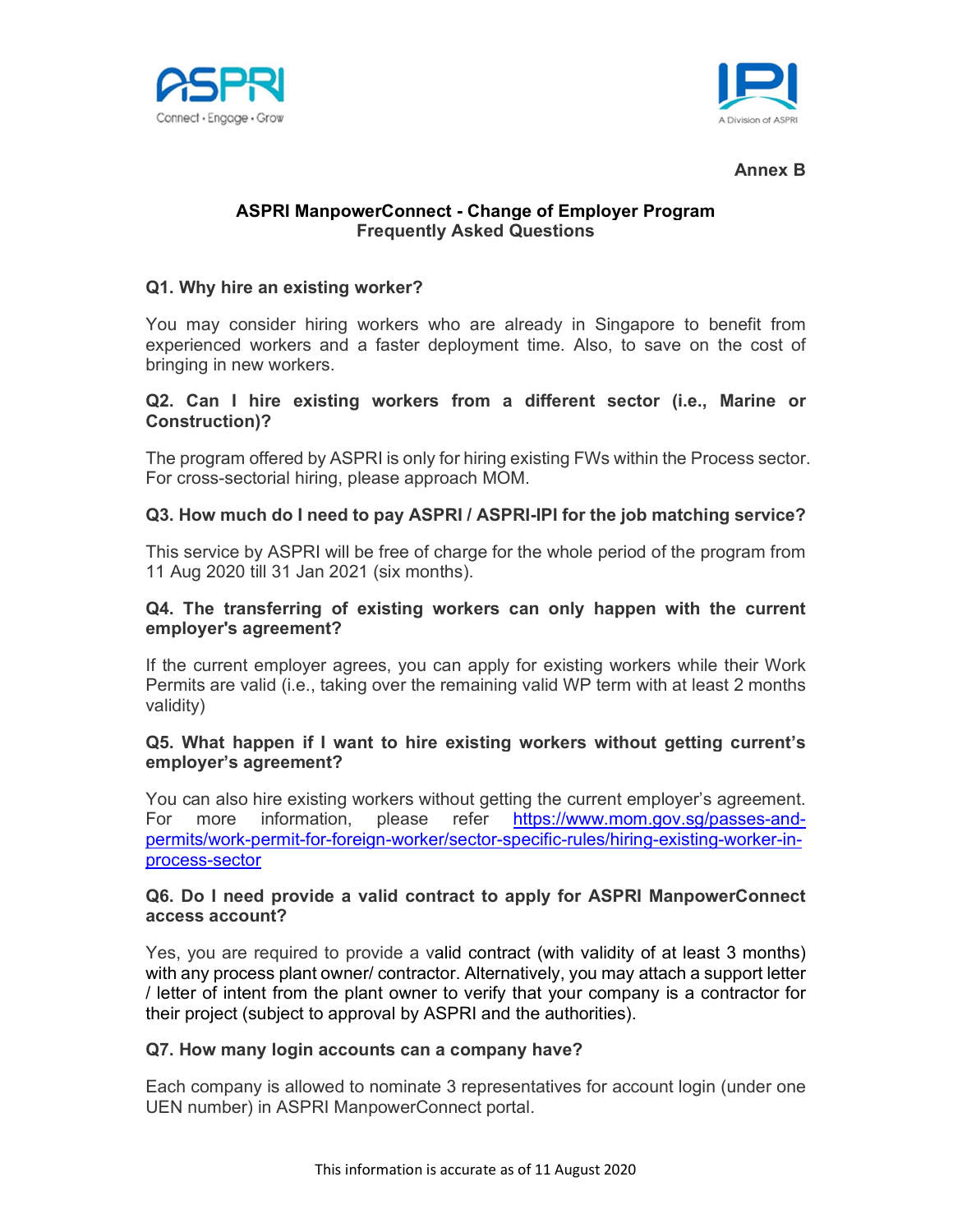**Annex B**

# ASPRI ManpowerConnect - Change of Employer Program
## Frequently Asked Questions

### Q1. Why hire an existing worker?

You may consider hiring workers who are already in Singapore to benefit from experienced workers and a faster deployment time. Also, to save on the cost of bringing in new workers.

### Q2. Can I hire existing workers from a different sector (i.e., Marine or Construction)?

The program offered by ASPRI is only for hiring existing FWs within the Process sector. For cross-sectorial hiring, please approach MOM.

### Q3. How much do I need to pay ASPRI / ASPRI-IPI for the job matching service?

This service by ASPRI will be free of charge for the whole period of the program from 11 Aug 2020 till 31 Jan 2021 (six months).

### Q4. The transferring of existing workers can only happen with the current employer's agreement?

If the current employer agrees, you can apply for existing workers while their Work Permits are valid (i.e., taking over the remaining valid WP term with at least 2 months validity)

### Q5. What happen if I want to hire existing workers without getting current's employer's agreement?

You can also hire existing workers without getting the current employer's agreement. For more information, please refer https://www.mom.gov.sg/passes-and-permits/work-permit-for-foreign-worker/sector-specific-rules/hiring-existing-worker-in-process-sector

### Q6. Do I need provide a valid contract to apply for ASPRI ManpowerConnect access account?

Yes, you are required to provide a valid contract (with validity of at least 3 months) with any process plant owner/ contractor. Alternatively, you may attach a support letter / letter of intent from the plant owner to verify that your company is a contractor for their project (subject to approval by ASPRI and the authorities).

### Q7. How many login accounts can a company have?

Each company is allowed to nominate 3 representatives for account login (under one UEN number) in ASPRI ManpowerConnect portal.

This information is accurate as of 11 August 2020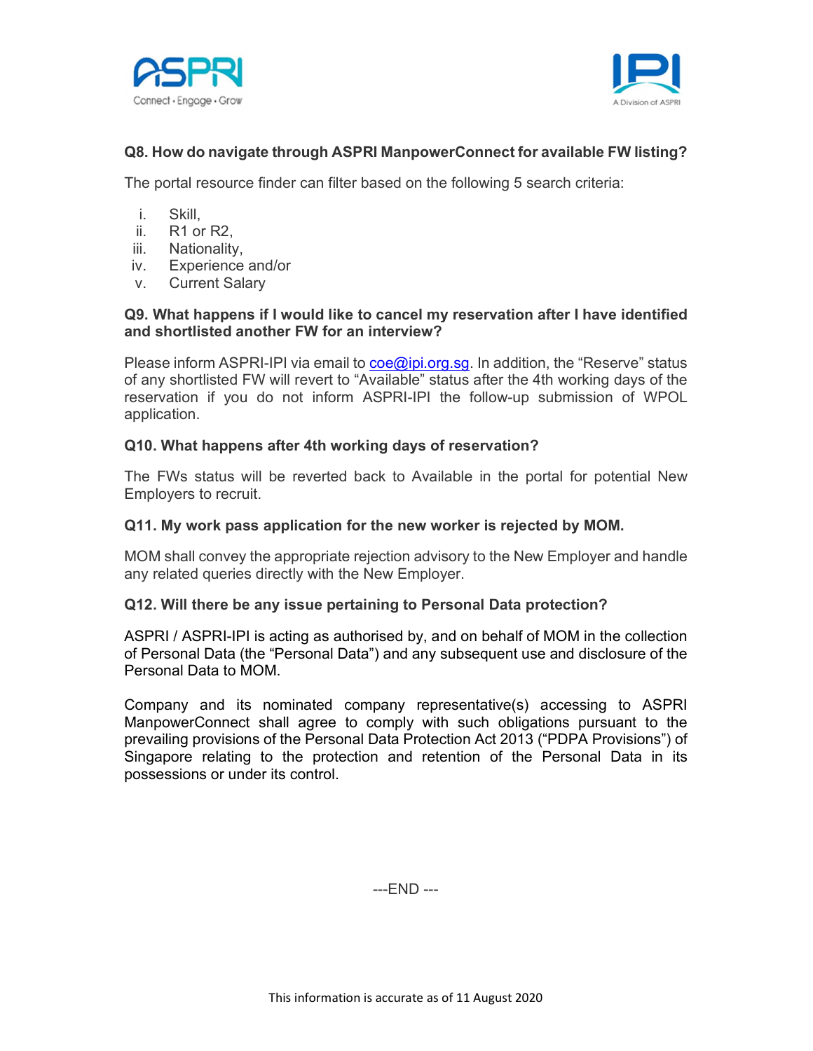**Q8. How do navigate through ASPRI ManpowerConnect for available FW listing?**

The portal resource finder can filter based on the following 5 search criteria:

i. Skill,
ii. R1 or R2,
iii. Nationality,
iv. Experience and/or
v. Current Salary

**Q9. What happens if I would like to cancel my reservation after I have identified and shortlisted another FW for an interview?**

Please inform ASPRI-IPI via email to coe@ipi.org.sg. In addition, the "Reserve" status of any shortlisted FW will revert to "Available" status after the 4th working days of the reservation if you do not inform ASPRI-IPI the follow-up submission of WPOL application.

**Q10. What happens after 4th working days of reservation?**

The FWs status will be reverted back to Available in the portal for potential New Employers to recruit.

**Q11. My work pass application for the new worker is rejected by MOM.**

MOM shall convey the appropriate rejection advisory to the New Employer and handle any related queries directly with the New Employer.

**Q12. Will there be any issue pertaining to Personal Data protection?**

ASPRI / ASPRI-IPI is acting as authorised by, and on behalf of MOM in the collection of Personal Data (the "Personal Data") and any subsequent use and disclosure of the Personal Data to MOM.

Company and its nominated company representative(s) accessing to ASPRI ManpowerConnect shall agree to comply with such obligations pursuant to the prevailing provisions of the Personal Data Protection Act 2013 ("PDPA Provisions") of Singapore relating to the protection and retention of the Personal Data in its possessions or under its control.

---END ---

This information is accurate as of 11 August 2020